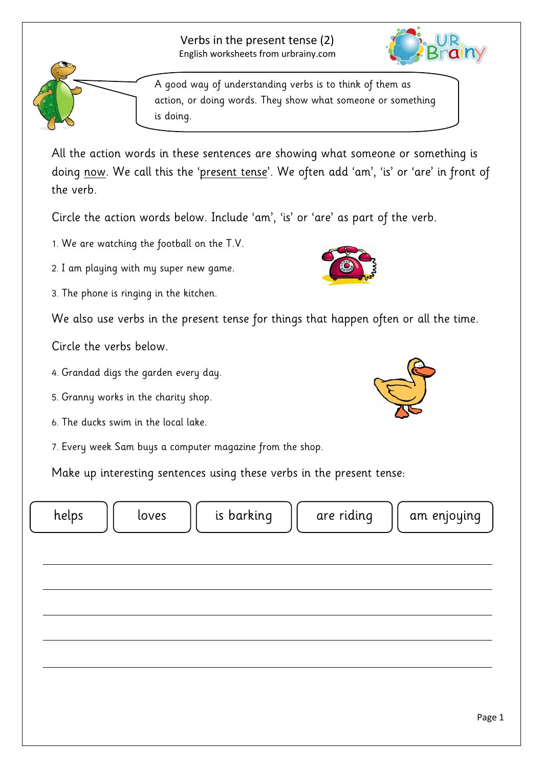# Verbs in the present tense (2)

English worksheets from urbrainy.com

> A good way of understanding verbs is to think of them as action, or doing words. They show what someone or something is doing.

All the action words in these sentences are showing what someone or something is doing now. We call this the 'present tense'. We often add 'am', 'is' or 'are' in front of the verb.

Circle the action words below. Include 'am', 'is' or 'are' as part of the verb.

1. We are watching the football on the T.V.
2. I am playing with my super new game.
3. The phone is ringing in the kitchen.

We also use verbs in the present tense for things that happen often or all the time.

Circle the verbs below.

4. Grandad digs the garden every day.
5. Granny works in the charity shop.
6. The ducks swim in the local lake.
7. Every week Sam buys a computer magazine from the shop.

Make up interesting sentences using these verbs in the present tense:

| helps | loves | is barking | are riding | am enjoying |
|---|---|---|---|---|

_______________________________________________

_______________________________________________

_______________________________________________

_______________________________________________

_______________________________________________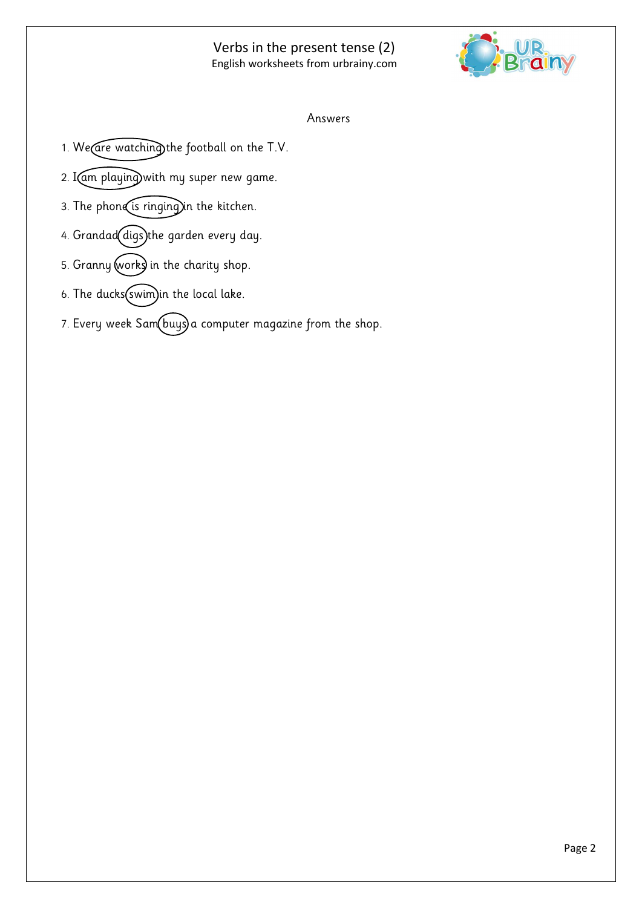# Verbs in the present tense (2)

English worksheets from urbrainy.com

Answers

1. We (are watching) the football on the T.V.
2. I (am playing) with my super new game.
3. The phone (is ringing) in the kitchen.
4. Grandad (digs) the garden every day.
5. Granny (works) in the charity shop.
6. The ducks (swim) in the local lake.
7. Every week Sam (buys) a computer magazine from the shop.